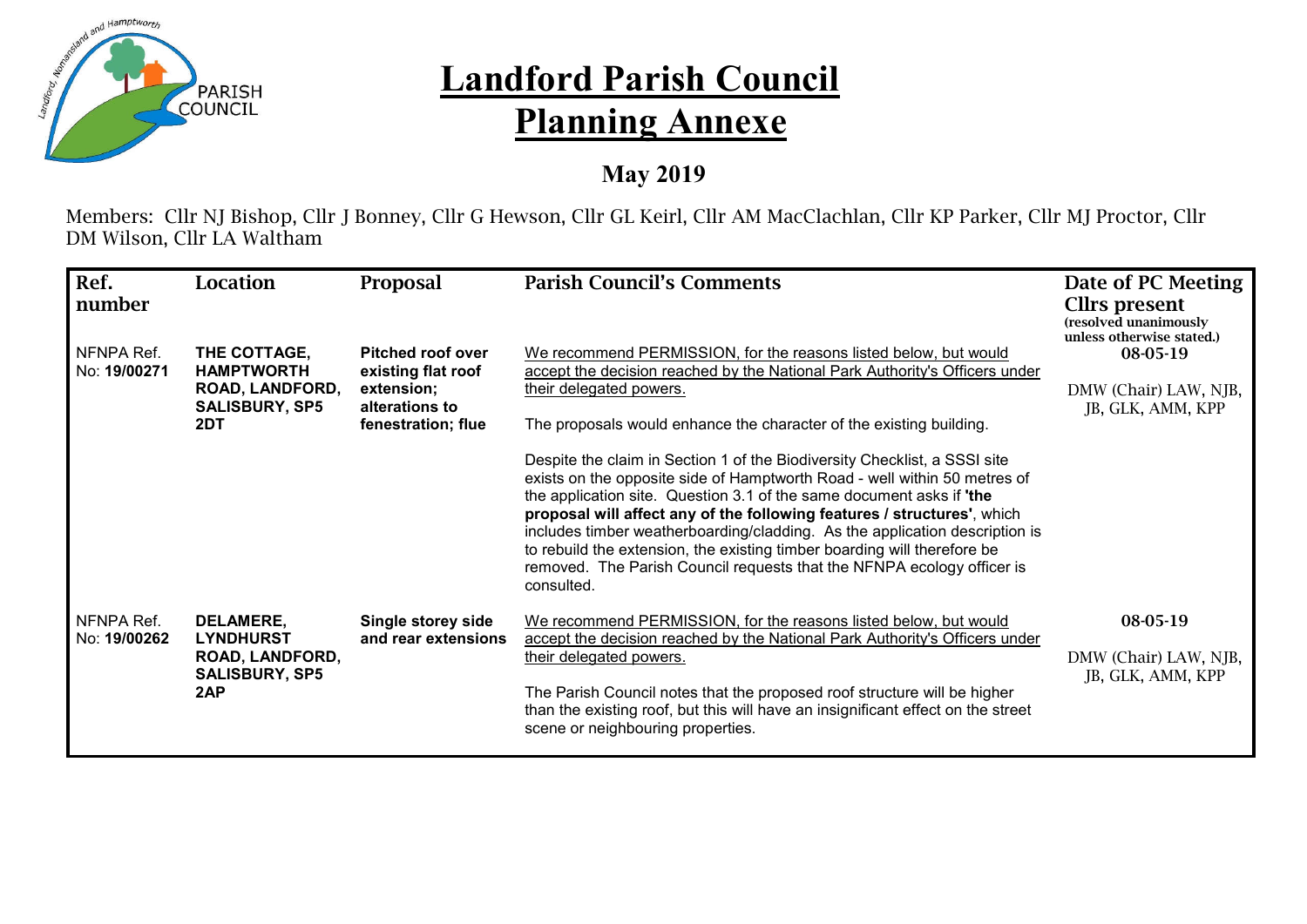# Landford Parish Council

# Planning Annexe

## May 2019

Members: Cllr NJ Bishop, Cllr J Bonney, Cllr G Hewson, Cllr GL Keirl, Cllr AM MacClachlan, Cllr KP Parker, Cllr MJ Proctor, Cllr DM Wilson, Cllr LA Waltham

| Ref. number | Location | Proposal | Parish Council's Comments | Date of PC Meeting Cllrs present (resolved unanimously unless otherwise stated.) |
|---|---|---|---|---|
| NFNPA Ref. No: **19/00271** | **THE COTTAGE, HAMPTWORTH ROAD, LANDFORD, SALISBURY, SP5 2DT** | **Pitched roof over existing flat roof extension; alterations to fenestration; flue** | We recommend PERMISSION, for the reasons listed below, but would accept the decision reached by the National Park Authority's Officers under their delegated powers.<br><br>The proposals would enhance the character of the existing building.<br><br>Despite the claim in Section 1 of the Biodiversity Checklist, a SSSI site exists on the opposite side of Hamptworth Road - well within 50 metres of the application site. Question 3.1 of the same document asks if **'the proposal will affect any of the following features / structures'**, which includes timber weatherboarding/cladding. As the application description is to rebuild the extension, the existing timber boarding will therefore be removed. The Parish Council requests that the NFNPA ecology officer is consulted. | **08-05-19**<br><br>DMW (Chair) LAW, NJB, JB, GLK, AMM, KPP |
| NFNPA Ref. No: **19/00262** | **DELAMERE, LYNDHURST ROAD, LANDFORD, SALISBURY, SP5 2AP** | **Single storey side and rear extensions** | We recommend PERMISSION, for the reasons listed below, but would accept the decision reached by the National Park Authority's Officers under their delegated powers.<br><br>The Parish Council notes that the proposed roof structure will be higher than the existing roof, but this will have an insignificant effect on the street scene or neighbouring properties. | **08-05-19**<br><br>DMW (Chair) LAW, NJB, JB, GLK, AMM, KPP |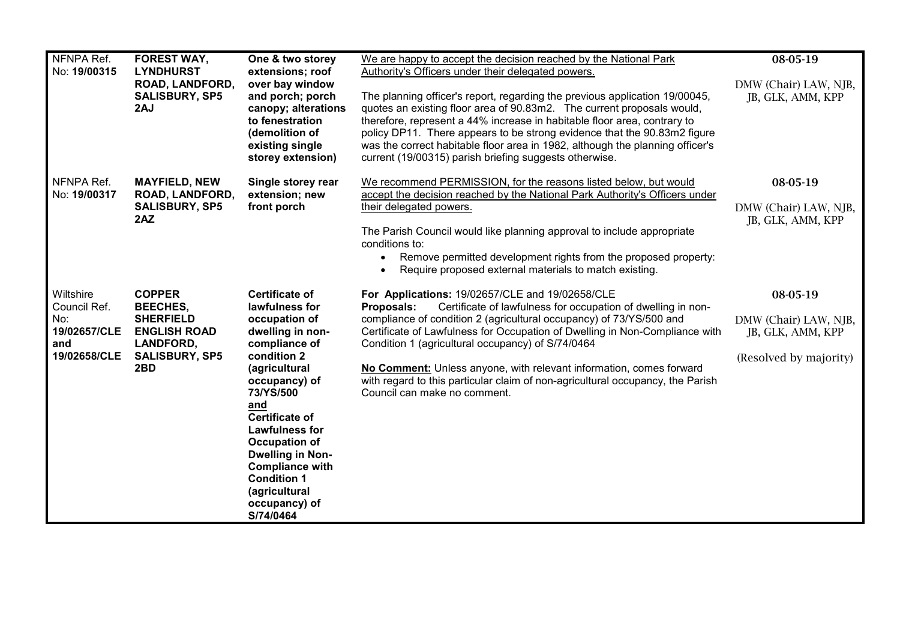| | | | | |
|---|---|---|---|---|
| NFNPA Ref. No: **19/00315** | **FOREST WAY, LYNDHURST ROAD, LANDFORD, SALISBURY, SP5 2AJ** | **One & two storey extensions; roof over bay window and porch; porch canopy; alterations to fenestration (demolition of existing single storey extension)** | We are happy to accept the decision reached by the National Park Authority's Officers under their delegated powers.<br><br>The planning officer's report, regarding the previous application 19/00045, quotes an existing floor area of 90.83m2. The current proposals would, therefore, represent a 44% increase in habitable floor area, contrary to policy DP11. There appears to be strong evidence that the 90.83m2 figure was the correct habitable floor area in 1982, although the planning officer's current (19/00315) parish briefing suggests otherwise. | 08-05-19<br><br>DMW (Chair) LAW, NJB, JB, GLK, AMM, KPP |
| NFNPA Ref. No: **19/00317** | **MAYFIELD, NEW ROAD, LANDFORD, SALISBURY, SP5 2AZ** | **Single storey rear extension; new front porch** | We recommend PERMISSION, for the reasons listed below, but would accept the decision reached by the National Park Authority's Officers under their delegated powers.<br><br>The Parish Council would like planning approval to include appropriate conditions to:<br>• Remove permitted development rights from the proposed property:<br>• Require proposed external materials to match existing. | 08-05-19<br><br>DMW (Chair) LAW, NJB, JB, GLK, AMM, KPP |
| Wiltshire Council Ref. No: **19/02657/CLE and 19/02658/CLE** | **COPPER BEECHES, SHERFIELD ENGLISH ROAD LANDFORD, SALISBURY, SP5 2BD** | **Certificate of lawfulness for occupation of dwelling in non-compliance of condition 2 (agricultural occupancy) of 73/YS/500 and Certificate of Lawfulness for Occupation of Dwelling in Non-Compliance with Condition 1 (agricultural occupancy) of S/74/0464** | **For Applications:** 19/02657/CLE and 19/02658/CLE<br>**Proposals:** Certificate of lawfulness for occupation of dwelling in non-compliance of condition 2 (agricultural occupancy) of 73/YS/500 and Certificate of Lawfulness for Occupation of Dwelling in Non-Compliance with Condition 1 (agricultural occupancy) of S/74/0464<br><br>**No Comment:** Unless anyone, with relevant information, comes forward with regard to this particular claim of non-agricultural occupancy, the Parish Council can make no comment. | 08-05-19<br><br>DMW (Chair) LAW, NJB, JB, GLK, AMM, KPP<br><br>(Resolved by majority) |